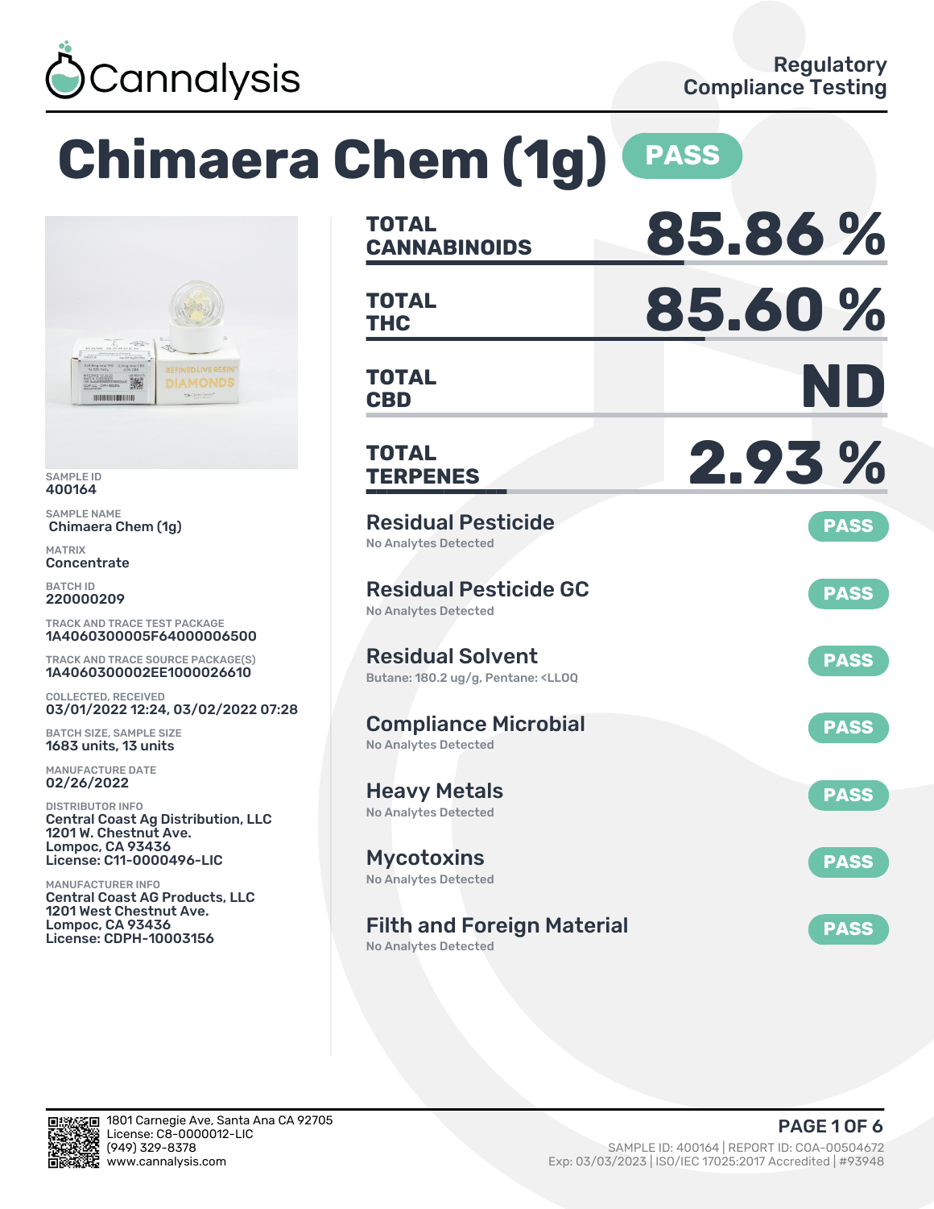Cannalysis

Regulatory Compliance Testing

# Chimaera Chem (1g) PASS

SAMPLE ID
400164

SAMPLE NAME
Chimaera Chem (1g)

MATRIX
Concentrate

BATCH ID
220000209

TRACK AND TRACE TEST PACKAGE
1A4060300005F64000006500

TRACK AND TRACE SOURCE PACKAGE(S)
1A4060300002EE1000026610

COLLECTED, RECEIVED
03/01/2022 12:24, 03/02/2022 07:28

BATCH SIZE, SAMPLE SIZE
1683 units, 13 units

MANUFACTURE DATE
02/26/2022

DISTRIBUTOR INFO
Central Coast Ag Distribution, LLC
1201 W. Chestnut Ave.
Lompoc, CA 93436
License: C11-0000496-LIC

MANUFACTURER INFO
Central Coast AG Products, LLC
1201 West Chestnut Ave.
Lompoc, CA 93436
License: CDPH-10003156

| | |
|---|---|
| **TOTAL CANNABINOIDS** | **85.86 %** |
| **TOTAL THC** | **85.60 %** |
| **TOTAL CBD** | **ND** |
| **TOTAL TERPENES** | **2.93 %** |

| Test | Result | Status |
|---|---|---|
| Residual Pesticide | No Analytes Detected | PASS |
| Residual Pesticide GC | No Analytes Detected | PASS |
| Residual Solvent | Butane: 180.2 ug/g, Pentane: <LLOQ | PASS |
| Compliance Microbial | No Analytes Detected | PASS |
| Heavy Metals | No Analytes Detected | PASS |
| Mycotoxins | No Analytes Detected | PASS |
| Filth and Foreign Material | No Analytes Detected | PASS |

1801 Carnegie Ave, Santa Ana CA 92705
License: C8-0000012-LIC
(949) 329-8378
www.cannalysis.com

SAMPLE ID: 400164 | REPORT ID: COA-00504672
Exp: 03/03/2023 | ISO/IEC 17025:2017 Accredited | #93948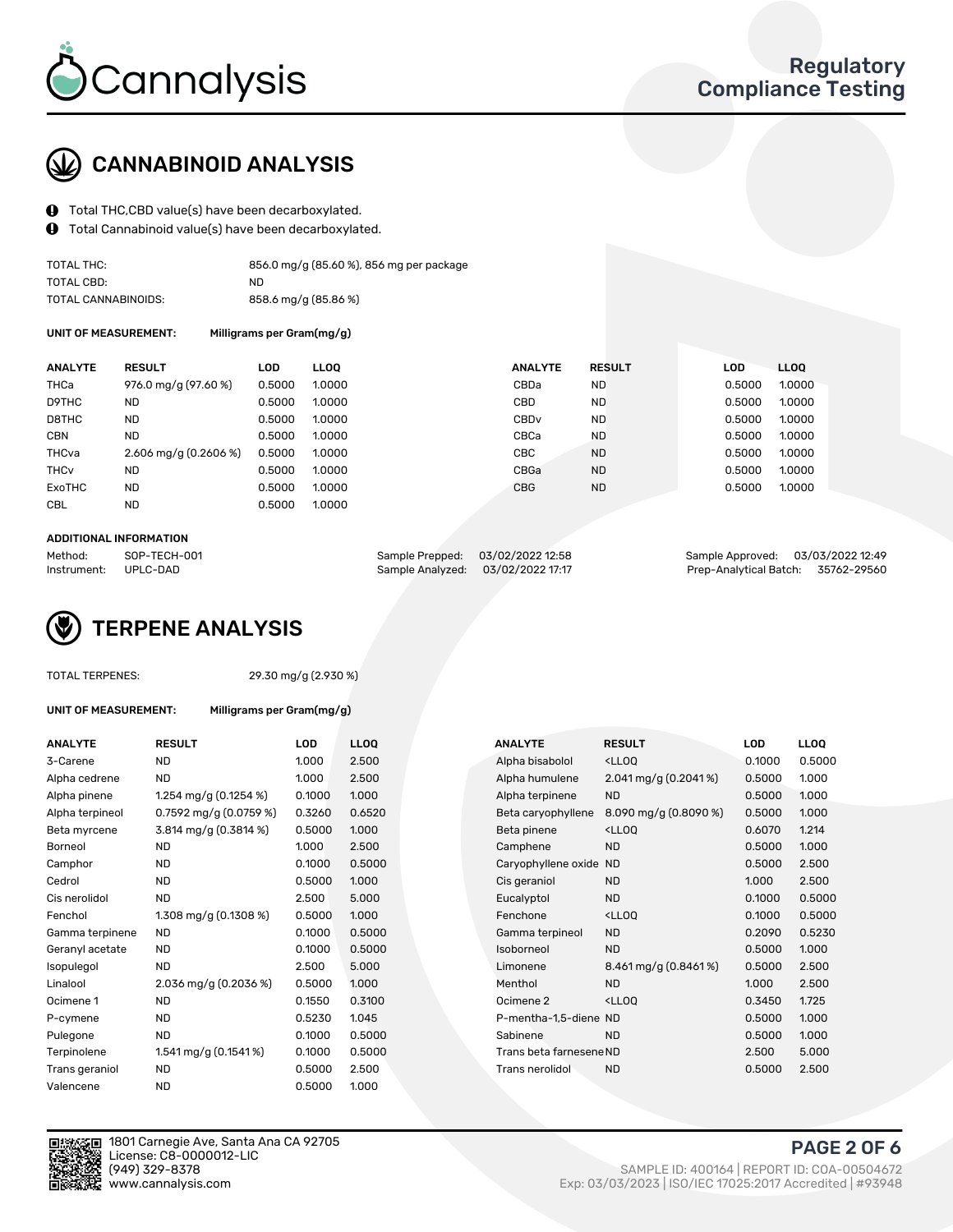# CANNABINOID ANALYSIS

- Total THC,CBD value(s) have been decarboxylated.
- Total Cannabinoid value(s) have been decarboxylated.

| | |
|---|---|
| TOTAL THC: | 856.0 mg/g (85.60 %), 856 mg per package |
| TOTAL CBD: | ND |
| TOTAL CANNABINOIDS: | 858.6 mg/g (85.86 %) |

**UNIT OF MEASUREMENT:** **Milligrams per Gram(mg/g)**

| ANALYTE | RESULT | LOD | LLOQ | ANALYTE | RESULT | LOD | LLOQ |
|---|---|---|---|---|---|---|---|
| THCa | 976.0 mg/g (97.60 %) | 0.5000 | 1.0000 | CBDa | ND | 0.5000 | 1.0000 |
| D9THC | ND | 0.5000 | 1.0000 | CBD | ND | 0.5000 | 1.0000 |
| D8THC | ND | 0.5000 | 1.0000 | CBDv | ND | 0.5000 | 1.0000 |
| CBN | ND | 0.5000 | 1.0000 | CBCa | ND | 0.5000 | 1.0000 |
| THCva | 2.606 mg/g (0.2606 %) | 0.5000 | 1.0000 | CBC | ND | 0.5000 | 1.0000 |
| THCv | ND | 0.5000 | 1.0000 | CBGa | ND | 0.5000 | 1.0000 |
| ExoTHC | ND | 0.5000 | 1.0000 | CBG | ND | 0.5000 | 1.0000 |
| CBL | ND | 0.5000 | 1.0000 | | | | |

**ADDITIONAL INFORMATION**

| | | | | | |
|---|---|---|---|---|---|
| Method: | SOP-TECH-001 | Sample Prepped: | 03/02/2022 12:58 | Sample Approved: | 03/03/2022 12:49 |
| Instrument: | UPLC-DAD | Sample Analyzed: | 03/02/2022 17:17 | Prep-Analytical Batch: | 35762-29560 |

# TERPENE ANALYSIS

TOTAL TERPENES: 29.30 mg/g (2.930 %)

**UNIT OF MEASUREMENT:** **Milligrams per Gram(mg/g)**

| ANALYTE | RESULT | LOD | LLOQ | ANALYTE | RESULT | LOD | LLOQ |
|---|---|---|---|---|---|---|---|
| 3-Carene | ND | 1.000 | 2.500 | Alpha bisabolol | <LLOQ | 0.1000 | 0.5000 |
| Alpha cedrene | ND | 1.000 | 2.500 | Alpha humulene | 2.041 mg/g (0.2041 %) | 0.5000 | 1.000 |
| Alpha pinene | 1.254 mg/g (0.1254 %) | 0.1000 | 1.000 | Alpha terpinene | ND | 0.5000 | 1.000 |
| Alpha terpineol | 0.7592 mg/g (0.0759 %) | 0.3260 | 0.6520 | Beta caryophyllene | 8.090 mg/g (0.8090 %) | 0.5000 | 1.000 |
| Beta myrcene | 3.814 mg/g (0.3814 %) | 0.5000 | 1.000 | Beta pinene | <LLOQ | 0.6070 | 1.214 |
| Borneol | ND | 1.000 | 2.500 | Camphene | ND | 0.5000 | 1.000 |
| Camphor | ND | 0.1000 | 0.5000 | Caryophyllene oxide | ND | 0.5000 | 2.500 |
| Cedrol | ND | 0.5000 | 1.000 | Cis geraniol | ND | 1.000 | 2.500 |
| Cis nerolidol | ND | 2.500 | 5.000 | Eucalyptol | ND | 0.1000 | 0.5000 |
| Fenchol | 1.308 mg/g (0.1308 %) | 0.5000 | 1.000 | Fenchone | <LLOQ | 0.1000 | 0.5000 |
| Gamma terpinene | ND | 0.1000 | 0.5000 | Gamma terpineol | ND | 0.2090 | 0.5230 |
| Geranyl acetate | ND | 0.1000 | 0.5000 | Isoborneol | ND | 0.5000 | 1.000 |
| Isopulegol | ND | 2.500 | 5.000 | Limonene | 8.461 mg/g (0.8461 %) | 0.5000 | 2.500 |
| Linalool | 2.036 mg/g (0.2036 %) | 0.5000 | 1.000 | Menthol | ND | 1.000 | 2.500 |
| Ocimene 1 | ND | 0.1550 | 0.3100 | Ocimene 2 | <LLOQ | 0.3450 | 1.725 |
| P-cymene | ND | 0.5230 | 1.045 | P-mentha-1,5-diene | ND | 0.5000 | 1.000 |
| Pulegone | ND | 0.1000 | 0.5000 | Sabinene | ND | 0.5000 | 1.000 |
| Terpinolene | 1.541 mg/g (0.1541 %) | 0.1000 | 0.5000 | Trans beta farnesene | ND | 2.500 | 5.000 |
| Trans geraniol | ND | 0.5000 | 2.500 | Trans nerolidol | ND | 0.5000 | 2.500 |
| Valencene | ND | 0.5000 | 1.000 | | | | |

1801 Carnegie Ave, Santa Ana CA 92705
License: C8-0000012-LIC
(949) 329-8378
www.cannalysis.com

SAMPLE ID: 400164 | REPORT ID: COA-00504672
Exp: 03/03/2023 | ISO/IEC 17025:2017 Accredited | #93948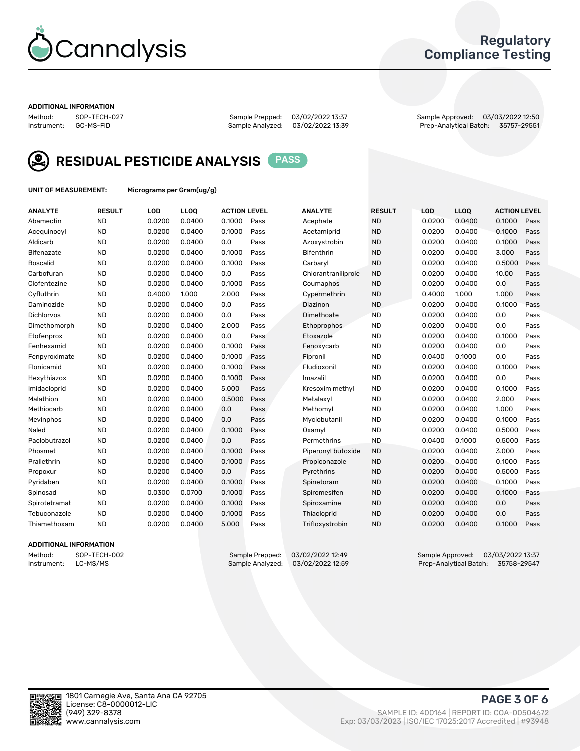Regulatory Compliance Testing

ADDITIONAL INFORMATION

| Method: | SOP-TECH-027 | Sample Prepped: | 03/02/2022 13:37 | Sample Approved: | 03/03/2022 12:50 |
|---|---|---|---|---|---|
| Instrument: | GC-MS-FID | Sample Analyzed: | 03/02/2022 13:39 | Prep-Analytical Batch: | 35757-29551 |

## RESIDUAL PESTICIDE ANALYSIS PASS

UNIT OF MEASUREMENT: Micrograms per Gram(ug/g)

| ANALYTE | RESULT | LOD | LLOQ | ACTION LEVEL | | ANALYTE | RESULT | LOD | LLOQ | ACTION LEVEL | |
|---|---|---|---|---|---|---|---|---|---|---|---|
| Abamectin | ND | 0.0200 | 0.0400 | 0.1000 | Pass | Acephate | ND | 0.0200 | 0.0400 | 0.1000 | Pass |
| Acequinocyl | ND | 0.0200 | 0.0400 | 0.1000 | Pass | Acetamiprid | ND | 0.0200 | 0.0400 | 0.1000 | Pass |
| Aldicarb | ND | 0.0200 | 0.0400 | 0.0 | Pass | Azoxystrobin | ND | 0.0200 | 0.0400 | 0.1000 | Pass |
| Bifenazate | ND | 0.0200 | 0.0400 | 0.1000 | Pass | Bifenthrin | ND | 0.0200 | 0.0400 | 3.000 | Pass |
| Boscalid | ND | 0.0200 | 0.0400 | 0.1000 | Pass | Carbaryl | ND | 0.0200 | 0.0400 | 0.5000 | Pass |
| Carbofuran | ND | 0.0200 | 0.0400 | 0.0 | Pass | Chlorantraniliprole | ND | 0.0200 | 0.0400 | 10.00 | Pass |
| Clofentezine | ND | 0.0200 | 0.0400 | 0.1000 | Pass | Coumaphos | ND | 0.0200 | 0.0400 | 0.0 | Pass |
| Cyfluthrin | ND | 0.4000 | 1.000 | 2.000 | Pass | Cypermethrin | ND | 0.4000 | 1.000 | 1.000 | Pass |
| Daminozide | ND | 0.0200 | 0.0400 | 0.0 | Pass | Diazinon | ND | 0.0200 | 0.0400 | 0.1000 | Pass |
| Dichlorvos | ND | 0.0200 | 0.0400 | 0.0 | Pass | Dimethoate | ND | 0.0200 | 0.0400 | 0.0 | Pass |
| Dimethomorph | ND | 0.0200 | 0.0400 | 2.000 | Pass | Ethoprophos | ND | 0.0200 | 0.0400 | 0.0 | Pass |
| Etofenprox | ND | 0.0200 | 0.0400 | 0.0 | Pass | Etoxazole | ND | 0.0200 | 0.0400 | 0.1000 | Pass |
| Fenhexamid | ND | 0.0200 | 0.0400 | 0.1000 | Pass | Fenoxycarb | ND | 0.0200 | 0.0400 | 0.0 | Pass |
| Fenpyroximate | ND | 0.0200 | 0.0400 | 0.1000 | Pass | Fipronil | ND | 0.0400 | 0.1000 | 0.0 | Pass |
| Flonicamid | ND | 0.0200 | 0.0400 | 0.1000 | Pass | Fludioxonil | ND | 0.0200 | 0.0400 | 0.1000 | Pass |
| Hexythiazox | ND | 0.0200 | 0.0400 | 0.1000 | Pass | Imazalil | ND | 0.0200 | 0.0400 | 0.0 | Pass |
| Imidacloprid | ND | 0.0200 | 0.0400 | 5.000 | Pass | Kresoxim methyl | ND | 0.0200 | 0.0400 | 0.1000 | Pass |
| Malathion | ND | 0.0200 | 0.0400 | 0.5000 | Pass | Metalaxyl | ND | 0.0200 | 0.0400 | 2.000 | Pass |
| Methiocarb | ND | 0.0200 | 0.0400 | 0.0 | Pass | Methomyl | ND | 0.0200 | 0.0400 | 1.000 | Pass |
| Mevinphos | ND | 0.0200 | 0.0400 | 0.0 | Pass | Myclobutanil | ND | 0.0200 | 0.0400 | 0.1000 | Pass |
| Naled | ND | 0.0200 | 0.0400 | 0.1000 | Pass | Oxamyl | ND | 0.0200 | 0.0400 | 0.5000 | Pass |
| Paclobutrazol | ND | 0.0200 | 0.0400 | 0.0 | Pass | Permethrins | ND | 0.0400 | 0.1000 | 0.5000 | Pass |
| Phosmet | ND | 0.0200 | 0.0400 | 0.1000 | Pass | Piperonyl butoxide | ND | 0.0200 | 0.0400 | 3.000 | Pass |
| Prallethrin | ND | 0.0200 | 0.0400 | 0.1000 | Pass | Propiconazole | ND | 0.0200 | 0.0400 | 0.1000 | Pass |
| Propoxur | ND | 0.0200 | 0.0400 | 0.0 | Pass | Pyrethrins | ND | 0.0200 | 0.0400 | 0.5000 | Pass |
| Pyridaben | ND | 0.0200 | 0.0400 | 0.1000 | Pass | Spinetoram | ND | 0.0200 | 0.0400 | 0.1000 | Pass |
| Spinosad | ND | 0.0300 | 0.0700 | 0.1000 | Pass | Spiromesifen | ND | 0.0200 | 0.0400 | 0.1000 | Pass |
| Spirotetramat | ND | 0.0200 | 0.0400 | 0.1000 | Pass | Spiroxamine | ND | 0.0200 | 0.0400 | 0.0 | Pass |
| Tebuconazole | ND | 0.0200 | 0.0400 | 0.1000 | Pass | Thiacloprid | ND | 0.0200 | 0.0400 | 0.0 | Pass |
| Thiamethoxam | ND | 0.0200 | 0.0400 | 5.000 | Pass | Trifloxystrobin | ND | 0.0200 | 0.0400 | 0.1000 | Pass |

ADDITIONAL INFORMATION

| Method: | SOP-TECH-002 | Sample Prepped: | 03/02/2022 12:49 | Sample Approved: | 03/03/2022 13:37 |
|---|---|---|---|---|---|
| Instrument: | LC-MS/MS | Sample Analyzed: | 03/02/2022 12:59 | Prep-Analytical Batch: | 35758-29547 |

1801 Carnegie Ave, Santa Ana CA 92705
License: C8-0000012-LIC
(949) 329-8378
www.cannalysis.com

SAMPLE ID: 400164 | REPORT ID: COA-00504672
Exp: 03/03/2023 | ISO/IEC 17025:2017 Accredited | #93948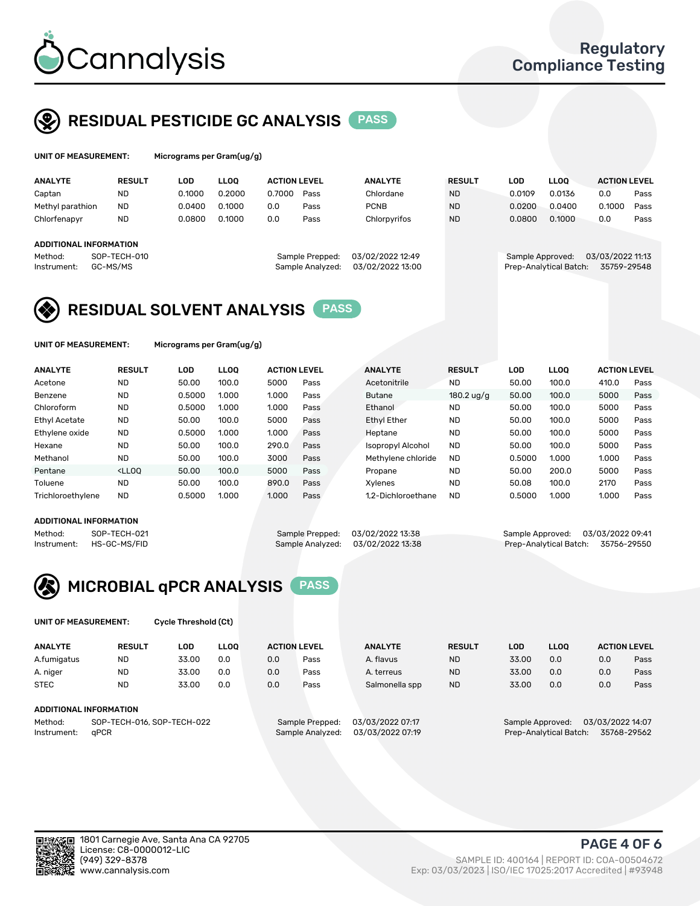# Cannalysis

Regulatory Compliance Testing

## RESIDUAL PESTICIDE GC ANALYSIS PASS

**UNIT OF MEASUREMENT:** Micrograms per Gram(ug/g)

| ANALYTE | RESULT | LOD | LLOQ | ACTION LEVEL | | ANALYTE | RESULT | LOD | LLOQ | ACTION LEVEL | |
|---|---|---|---|---|---|---|---|---|---|---|---|
| Captan | ND | 0.1000 | 0.2000 | 0.7000 | Pass | Chlordane | ND | 0.0109 | 0.0136 | 0.0 | Pass |
| Methyl parathion | ND | 0.0400 | 0.1000 | 0.0 | Pass | PCNB | ND | 0.0200 | 0.0400 | 0.1000 | Pass |
| Chlorfenapyr | ND | 0.0800 | 0.1000 | 0.0 | Pass | Chlorpyrifos | ND | 0.0800 | 0.1000 | 0.0 | Pass |

**ADDITIONAL INFORMATION**

Method: SOP-TECH-010
Instrument: GC-MS/MS
Sample Prepped: 03/02/2022 12:49
Sample Analyzed: 03/02/2022 13:00
Sample Approved: 03/03/2022 11:13
Prep-Analytical Batch: 35759-29548

## RESIDUAL SOLVENT ANALYSIS PASS

**UNIT OF MEASUREMENT:** Micrograms per Gram(ug/g)

| ANALYTE | RESULT | LOD | LLOQ | ACTION LEVEL | | ANALYTE | RESULT | LOD | LLOQ | ACTION LEVEL | |
|---|---|---|---|---|---|---|---|---|---|---|---|
| Acetone | ND | 50.00 | 100.0 | 5000 | Pass | Acetonitrile | ND | 50.00 | 100.0 | 410.0 | Pass |
| Benzene | ND | 0.5000 | 1.000 | 1.000 | Pass | Butane | 180.2 ug/g | 50.00 | 100.0 | 5000 | Pass |
| Chloroform | ND | 0.5000 | 1.000 | 1.000 | Pass | Ethanol | ND | 50.00 | 100.0 | 5000 | Pass |
| Ethyl Acetate | ND | 50.00 | 100.0 | 5000 | Pass | Ethyl Ether | ND | 50.00 | 100.0 | 5000 | Pass |
| Ethylene oxide | ND | 0.5000 | 1.000 | 1.000 | Pass | Heptane | ND | 50.00 | 100.0 | 5000 | Pass |
| Hexane | ND | 50.00 | 100.0 | 290.0 | Pass | Isopropyl Alcohol | ND | 50.00 | 100.0 | 5000 | Pass |
| Methanol | ND | 50.00 | 100.0 | 3000 | Pass | Methylene chloride | ND | 0.5000 | 1.000 | 1.000 | Pass |
| Pentane | <LLOQ | 50.00 | 100.0 | 5000 | Pass | Propane | ND | 50.00 | 200.0 | 5000 | Pass |
| Toluene | ND | 50.00 | 100.0 | 890.0 | Pass | Xylenes | ND | 50.08 | 100.0 | 2170 | Pass |
| Trichloroethylene | ND | 0.5000 | 1.000 | 1.000 | Pass | 1,2-Dichloroethane | ND | 0.5000 | 1.000 | 1.000 | Pass |

**ADDITIONAL INFORMATION**

Method: SOP-TECH-021
Instrument: HS-GC-MS/FID
Sample Prepped: 03/02/2022 13:38
Sample Analyzed: 03/02/2022 13:38
Sample Approved: 03/03/2022 09:41
Prep-Analytical Batch: 35756-29550

## MICROBIAL qPCR ANALYSIS PASS

**UNIT OF MEASUREMENT:** Cycle Threshold (Ct)

| ANALYTE | RESULT | LOD | LLOQ | ACTION LEVEL | | ANALYTE | RESULT | LOD | LLOQ | ACTION LEVEL | |
|---|---|---|---|---|---|---|---|---|---|---|---|
| A.fumigatus | ND | 33.00 | 0.0 | 0.0 | Pass | A. flavus | ND | 33.00 | 0.0 | 0.0 | Pass |
| A. niger | ND | 33.00 | 0.0 | 0.0 | Pass | A. terreus | ND | 33.00 | 0.0 | 0.0 | Pass |
| STEC | ND | 33.00 | 0.0 | 0.0 | Pass | Salmonella spp | ND | 33.00 | 0.0 | 0.0 | Pass |

**ADDITIONAL INFORMATION**

Method: SOP-TECH-016, SOP-TECH-022
Instrument: qPCR
Sample Prepped: 03/03/2022 07:17
Sample Analyzed: 03/03/2022 07:19
Sample Approved: 03/03/2022 14:07
Prep-Analytical Batch: 35768-29562

1801 Carnegie Ave, Santa Ana CA 92705
License: C8-0000012-LIC
(949) 329-8378
www.cannalysis.com

SAMPLE ID: 400164 | REPORT ID: COA-00504672
Exp: 03/03/2023 | ISO/IEC 17025:2017 Accredited | #93948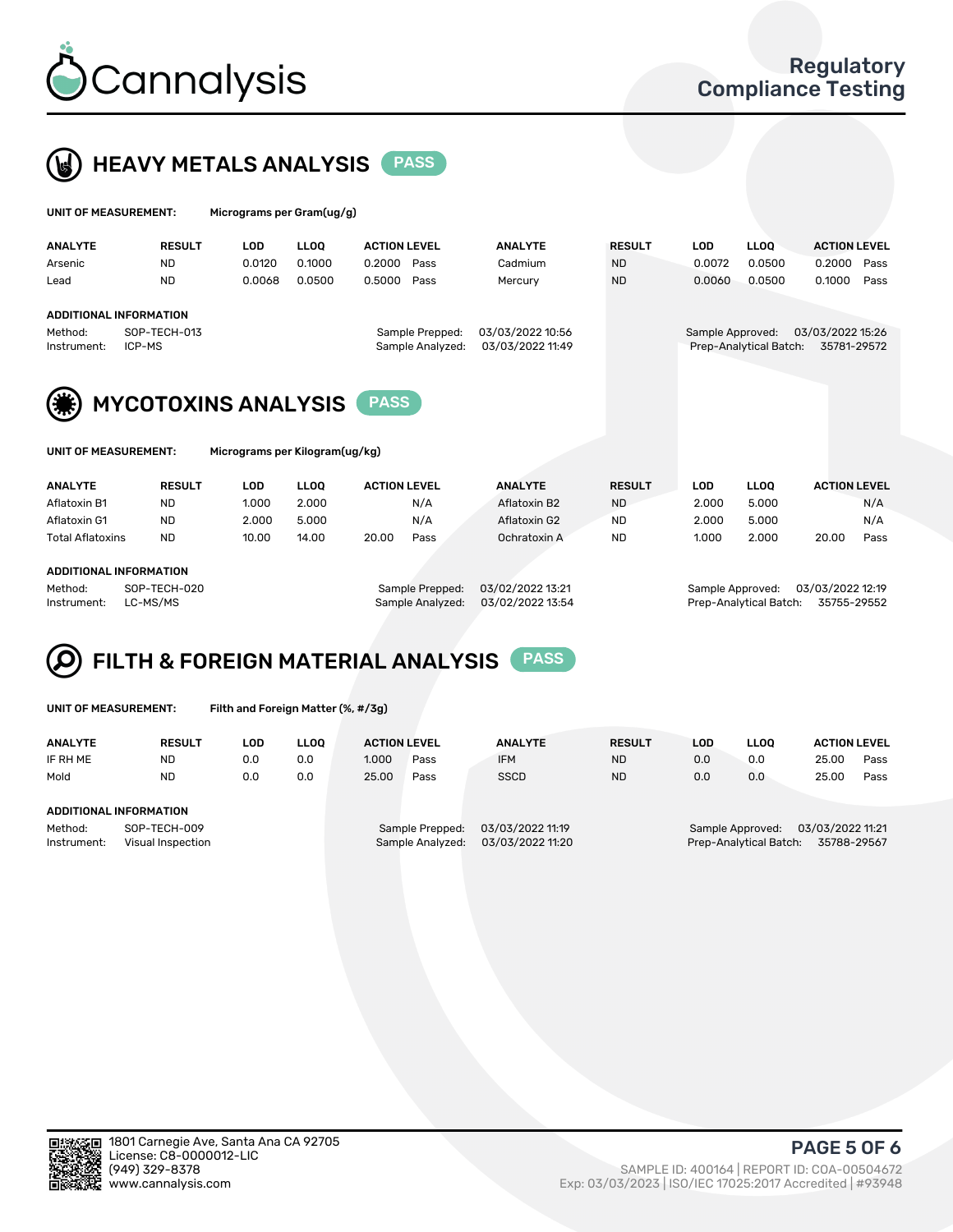# Cannalysis

Regulatory Compliance Testing

## HEAVY METALS ANALYSIS PASS

**UNIT OF MEASUREMENT:** Micrograms per Gram(ug/g)

| ANALYTE | RESULT | LOD | LLOQ | ACTION LEVEL | | ANALYTE | RESULT | LOD | LLOQ | ACTION LEVEL | |
|---|---|---|---|---|---|---|---|---|---|---|---|
| Arsenic | ND | 0.0120 | 0.1000 | 0.2000 | Pass | Cadmium | ND | 0.0072 | 0.0500 | 0.2000 | Pass |
| Lead | ND | 0.0068 | 0.0500 | 0.5000 | Pass | Mercury | ND | 0.0060 | 0.0500 | 0.1000 | Pass |

**ADDITIONAL INFORMATION**

Method: SOP-TECH-013
Instrument: ICP-MS
Sample Prepped: 03/03/2022 10:56
Sample Analyzed: 03/03/2022 11:49
Sample Approved: 03/03/2022 15:26
Prep-Analytical Batch: 35781-29572

## MYCOTOXINS ANALYSIS PASS

**UNIT OF MEASUREMENT:** Micrograms per Kilogram(ug/kg)

| ANALYTE | RESULT | LOD | LLOQ | ACTION LEVEL | | ANALYTE | RESULT | LOD | LLOQ | ACTION LEVEL | |
|---|---|---|---|---|---|---|---|---|---|---|---|
| Aflatoxin B1 | ND | 1.000 | 2.000 | | N/A | Aflatoxin B2 | ND | 2.000 | 5.000 | | N/A |
| Aflatoxin G1 | ND | 2.000 | 5.000 | | N/A | Aflatoxin G2 | ND | 2.000 | 5.000 | | N/A |
| Total Aflatoxins | ND | 10.00 | 14.00 | 20.00 | Pass | Ochratoxin A | ND | 1.000 | 2.000 | 20.00 | Pass |

**ADDITIONAL INFORMATION**

Method: SOP-TECH-020
Instrument: LC-MS/MS
Sample Prepped: 03/02/2022 13:21
Sample Analyzed: 03/02/2022 13:54
Sample Approved: 03/03/2022 12:19
Prep-Analytical Batch: 35755-29552

## FILTH & FOREIGN MATERIAL ANALYSIS PASS

**UNIT OF MEASUREMENT:** Filth and Foreign Matter (%, #/3g)

| ANALYTE | RESULT | LOD | LLOQ | ACTION LEVEL | | ANALYTE | RESULT | LOD | LLOQ | ACTION LEVEL | |
|---|---|---|---|---|---|---|---|---|---|---|---|
| IF RH ME | ND | 0.0 | 0.0 | 1.000 | Pass | IFM | ND | 0.0 | 0.0 | 25.00 | Pass |
| Mold | ND | 0.0 | 0.0 | 25.00 | Pass | SSCD | ND | 0.0 | 0.0 | 25.00 | Pass |

**ADDITIONAL INFORMATION**

Method: SOP-TECH-009
Instrument: Visual Inspection
Sample Prepped: 03/03/2022 11:19
Sample Analyzed: 03/03/2022 11:20
Sample Approved: 03/03/2022 11:21
Prep-Analytical Batch: 35788-29567

1801 Carnegie Ave, Santa Ana CA 92705
License: C8-0000012-LIC
(949) 329-8378
www.cannalysis.com

SAMPLE ID: 400164 | REPORT ID: COA-00504672
Exp: 03/03/2023 | ISO/IEC 17025:2017 Accredited | #93948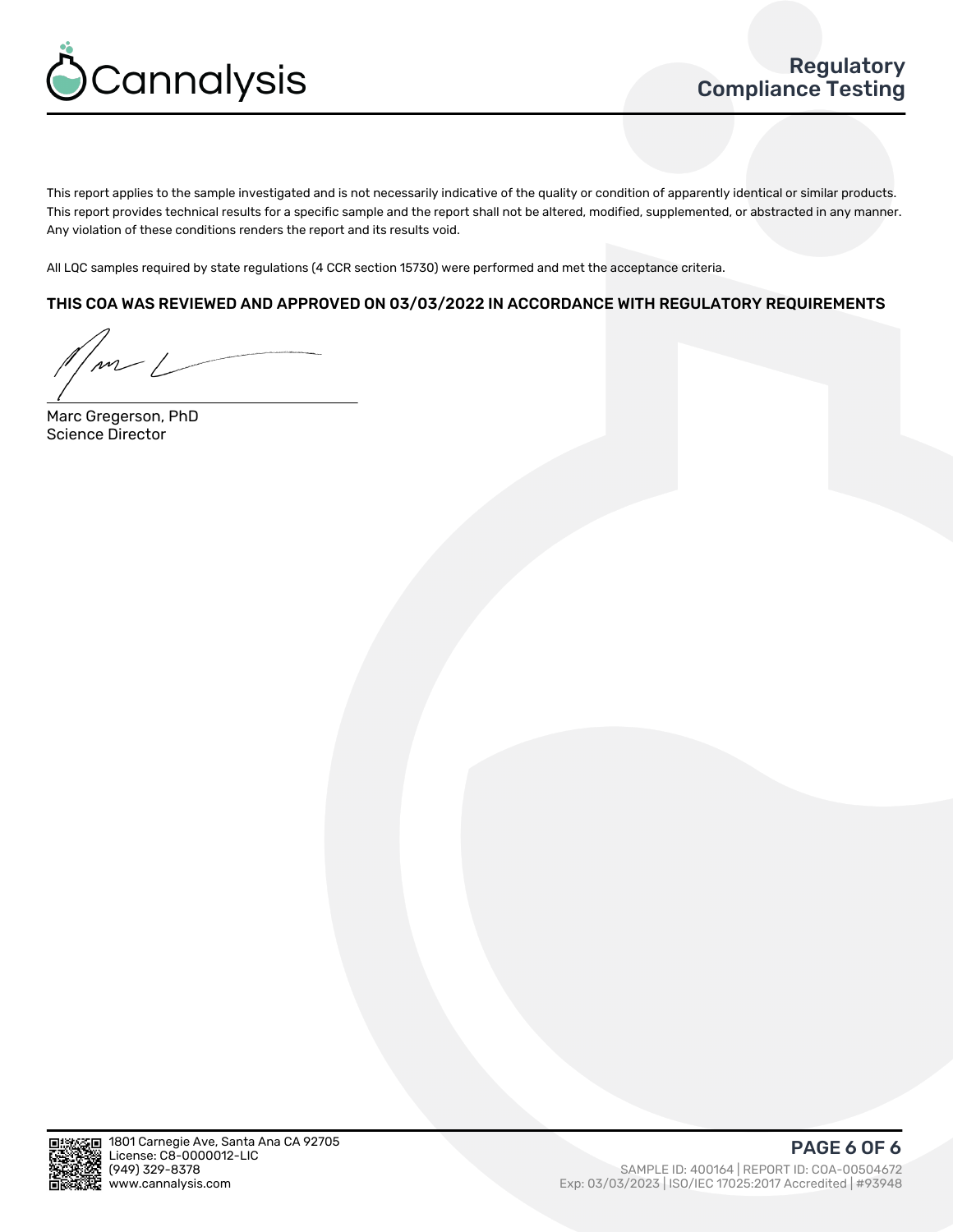This report applies to the sample investigated and is not necessarily indicative of the quality or condition of apparently identical or similar products. This report provides technical results for a specific sample and the report shall not be altered, modified, supplemented, or abstracted in any manner. Any violation of these conditions renders the report and its results void.

All LQC samples required by state regulations (4 CCR section 15730) were performed and met the acceptance criteria.

**THIS COA WAS REVIEWED AND APPROVED ON 03/03/2022 IN ACCORDANCE WITH REGULATORY REQUIREMENTS**

Marc Gregerson, PhD
Science Director